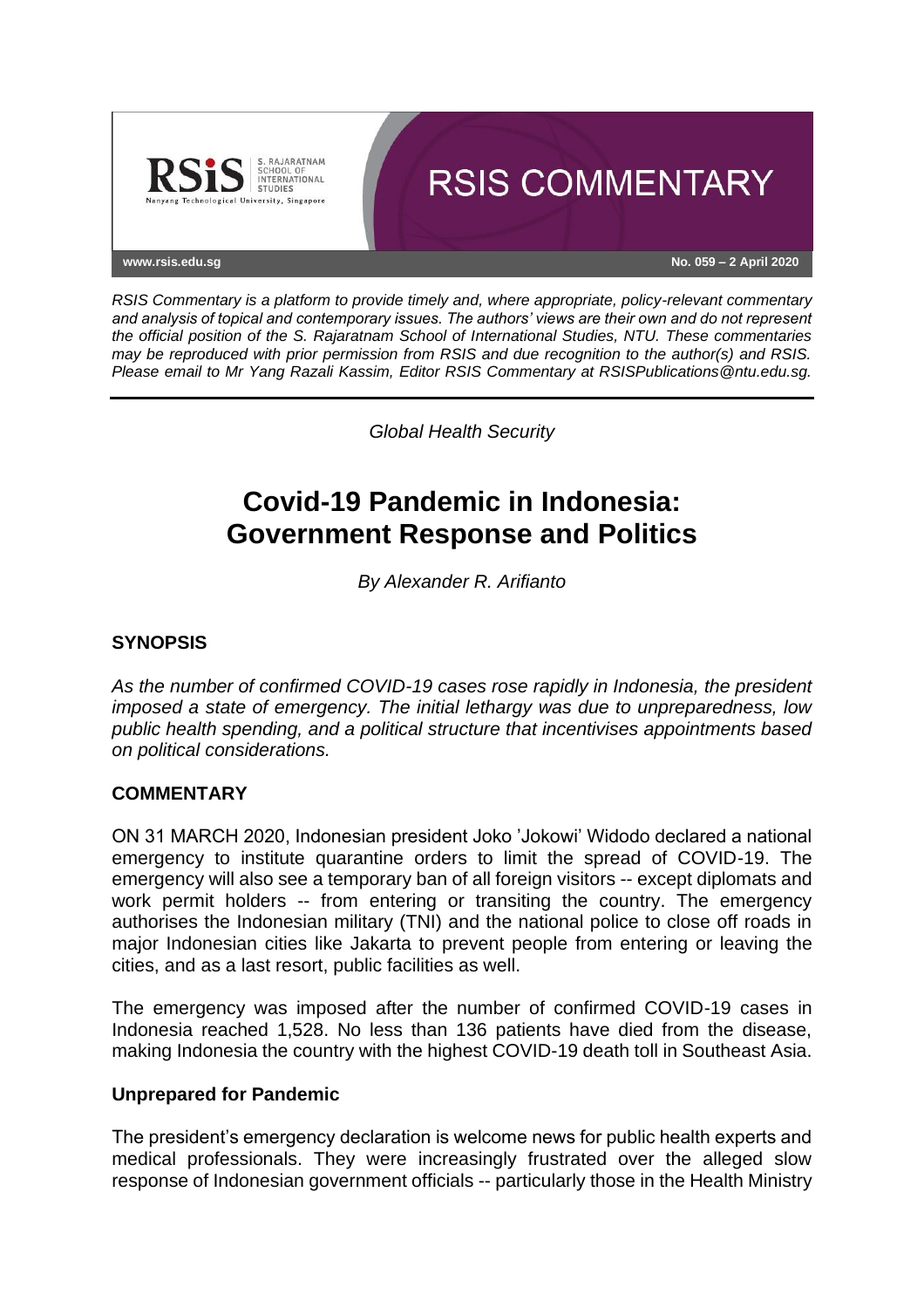RSIS COMMENTARY

www.rsis.edu.sg

No. 059 – 2 April 2020

*RSIS Commentary is a platform to provide timely and, where appropriate, policy-relevant commentary and analysis of topical and contemporary issues. The authors' views are their own and do not represent the official position of the S. Rajaratnam School of International Studies, NTU. These commentaries may be reproduced with prior permission from RSIS and due recognition to the author(s) and RSIS. Please email to Mr Yang Razali Kassim, Editor RSIS Commentary at RSISPublications@ntu.edu.sg.*

---

*Global Health Security*

# Covid-19 Pandemic in Indonesia: Government Response and Politics

*By Alexander R. Arifianto*

## SYNOPSIS

*As the number of confirmed COVID-19 cases rose rapidly in Indonesia, the president imposed a state of emergency. The initial lethargy was due to unpreparedness, low public health spending, and a political structure that incentivises appointments based on political considerations.*

## COMMENTARY

ON 31 MARCH 2020, Indonesian president Joko 'Jokowi' Widodo declared a national emergency to institute quarantine orders to limit the spread of COVID-19. The emergency will also see a temporary ban of all foreign visitors -- except diplomats and work permit holders -- from entering or transiting the country. The emergency authorises the Indonesian military (TNI) and the national police to close off roads in major Indonesian cities like Jakarta to prevent people from entering or leaving the cities, and as a last resort, public facilities as well.

The emergency was imposed after the number of confirmed COVID-19 cases in Indonesia reached 1,528. No less than 136 patients have died from the disease, making Indonesia the country with the highest COVID-19 death toll in Southeast Asia.

### Unprepared for Pandemic

The president's emergency declaration is welcome news for public health experts and medical professionals. They were increasingly frustrated over the alleged slow response of Indonesian government officials -- particularly those in the Health Ministry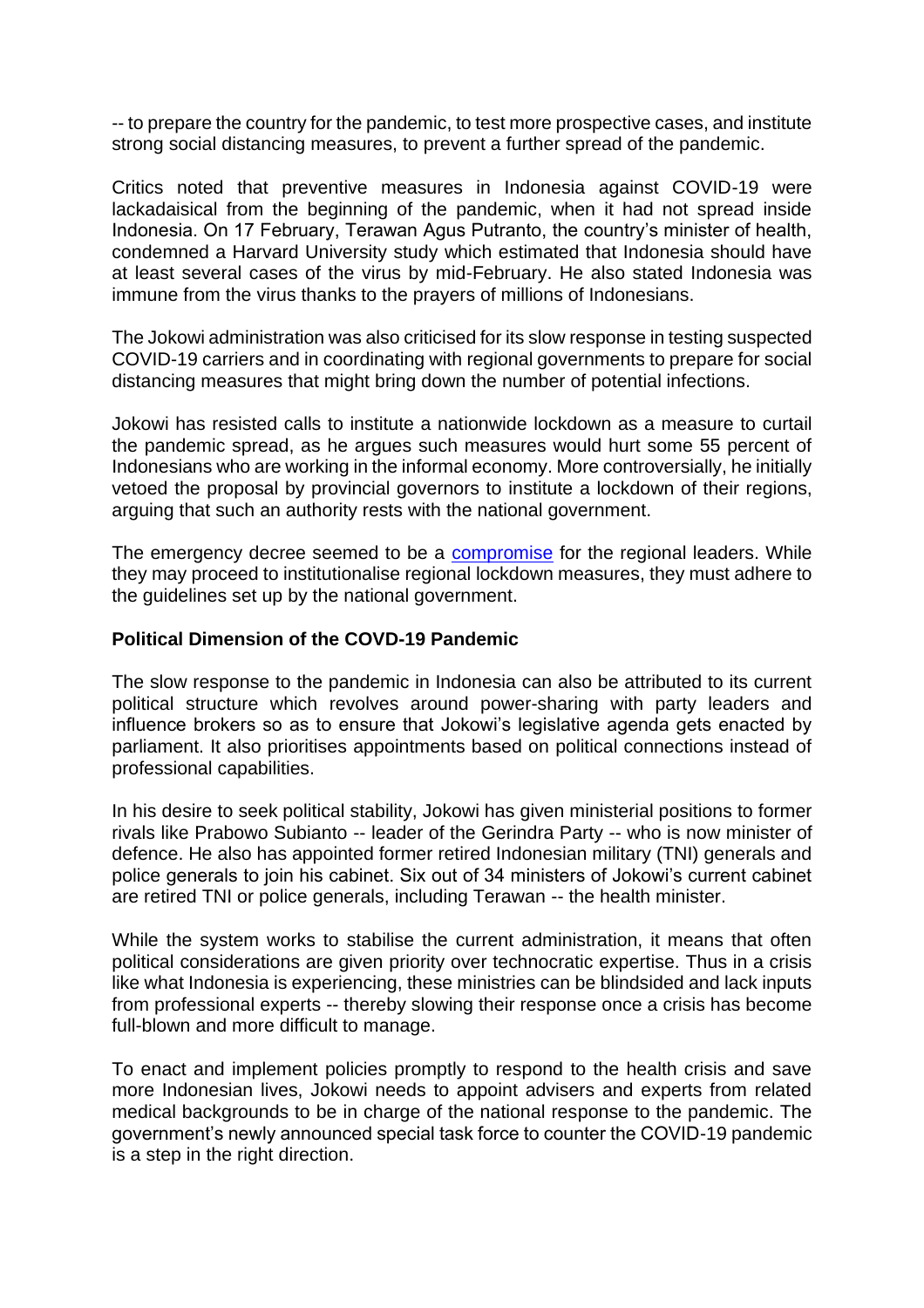-- to prepare the country for the pandemic, to test more prospective cases, and institute strong social distancing measures, to prevent a further spread of the pandemic.

Critics noted that preventive measures in Indonesia against COVID-19 were lackadaisical from the beginning of the pandemic, when it had not spread inside Indonesia. On 17 February, Terawan Agus Putranto, the country's minister of health, condemned a Harvard University study which estimated that Indonesia should have at least several cases of the virus by mid-February. He also stated Indonesia was immune from the virus thanks to the prayers of millions of Indonesians.

The Jokowi administration was also criticised for its slow response in testing suspected COVID-19 carriers and in coordinating with regional governments to prepare for social distancing measures that might bring down the number of potential infections.

Jokowi has resisted calls to institute a nationwide lockdown as a measure to curtail the pandemic spread, as he argues such measures would hurt some 55 percent of Indonesians who are working in the informal economy. More controversially, he initially vetoed the proposal by provincial governors to institute a lockdown of their regions, arguing that such an authority rests with the national government.

The emergency decree seemed to be a [compromise] for the regional leaders. While they may proceed to institutionalise regional lockdown measures, they must adhere to the guidelines set up by the national government.

**Political Dimension of the COVD-19 Pandemic**

The slow response to the pandemic in Indonesia can also be attributed to its current political structure which revolves around power-sharing with party leaders and influence brokers so as to ensure that Jokowi's legislative agenda gets enacted by parliament. It also prioritises appointments based on political connections instead of professional capabilities.

In his desire to seek political stability, Jokowi has given ministerial positions to former rivals like Prabowo Subianto -- leader of the Gerindra Party -- who is now minister of defence. He also has appointed former retired Indonesian military (TNI) generals and police generals to join his cabinet. Six out of 34 ministers of Jokowi's current cabinet are retired TNI or police generals, including Terawan -- the health minister.

While the system works to stabilise the current administration, it means that often political considerations are given priority over technocratic expertise. Thus in a crisis like what Indonesia is experiencing, these ministries can be blindsided and lack inputs from professional experts -- thereby slowing their response once a crisis has become full-blown and more difficult to manage.

To enact and implement policies promptly to respond to the health crisis and save more Indonesian lives, Jokowi needs to appoint advisers and experts from related medical backgrounds to be in charge of the national response to the pandemic. The government's newly announced special task force to counter the COVID-19 pandemic is a step in the right direction.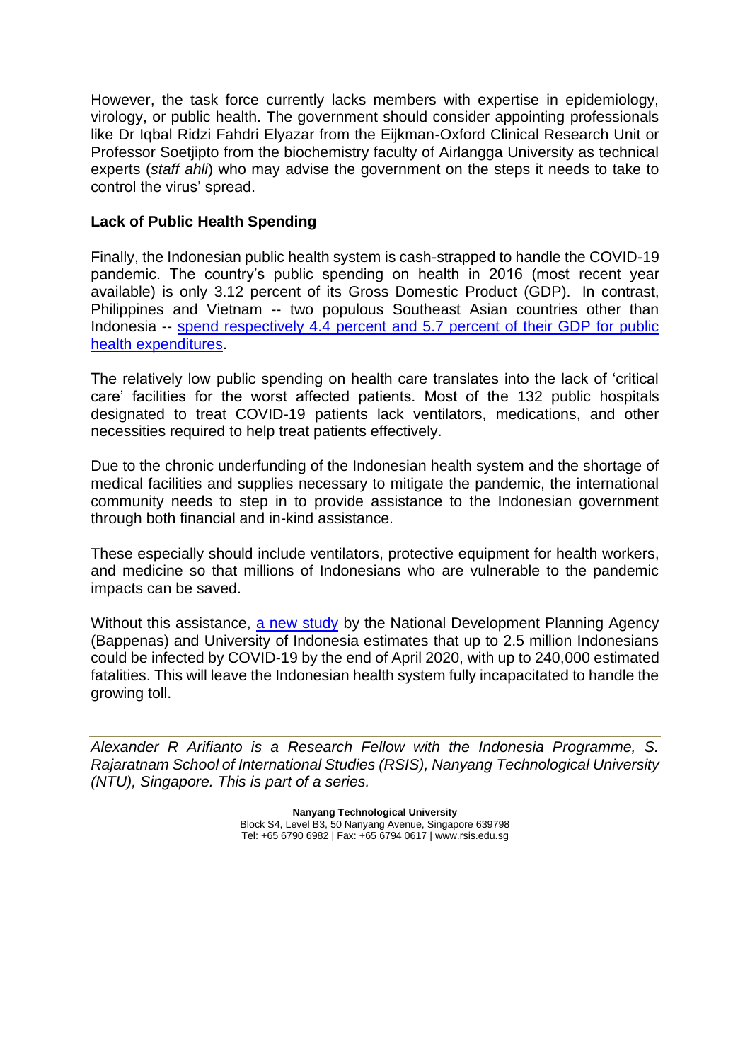However, the task force currently lacks members with expertise in epidemiology, virology, or public health. The government should consider appointing professionals like Dr Iqbal Ridzi Fahdri Elyazar from the Eijkman-Oxford Clinical Research Unit or Professor Soetjipto from the biochemistry faculty of Airlangga University as technical experts (*staff ahli*) who may advise the government on the steps it needs to take to control the virus' spread.

**Lack of Public Health Spending**

Finally, the Indonesian public health system is cash-strapped to handle the COVID-19 pandemic. The country's public spending on health in 2016 (most recent year available) is only 3.12 percent of its Gross Domestic Product (GDP). In contrast, Philippines and Vietnam -- two populous Southeast Asian countries other than Indonesia -- spend respectively 4.4 percent and 5.7 percent of their GDP for public health expenditures.

The relatively low public spending on health care translates into the lack of 'critical care' facilities for the worst affected patients. Most of the 132 public hospitals designated to treat COVID-19 patients lack ventilators, medications, and other necessities required to help treat patients effectively.

Due to the chronic underfunding of the Indonesian health system and the shortage of medical facilities and supplies necessary to mitigate the pandemic, the international community needs to step in to provide assistance to the Indonesian government through both financial and in-kind assistance.

These especially should include ventilators, protective equipment for health workers, and medicine so that millions of Indonesians who are vulnerable to the pandemic impacts can be saved.

Without this assistance, a new study by the National Development Planning Agency (Bappenas) and University of Indonesia estimates that up to 2.5 million Indonesians could be infected by COVID-19 by the end of April 2020, with up to 240,000 estimated fatalities. This will leave the Indonesian health system fully incapacitated to handle the growing toll.

---

*Alexander R Arifianto is a Research Fellow with the Indonesia Programme, S. Rajaratnam School of International Studies (RSIS), Nanyang Technological University (NTU), Singapore. This is part of a series.*

---

**Nanyang Technological University**
Block S4, Level B3, 50 Nanyang Avenue, Singapore 639798
Tel: +65 6790 6982 | Fax: +65 6794 0617 | www.rsis.edu.sg